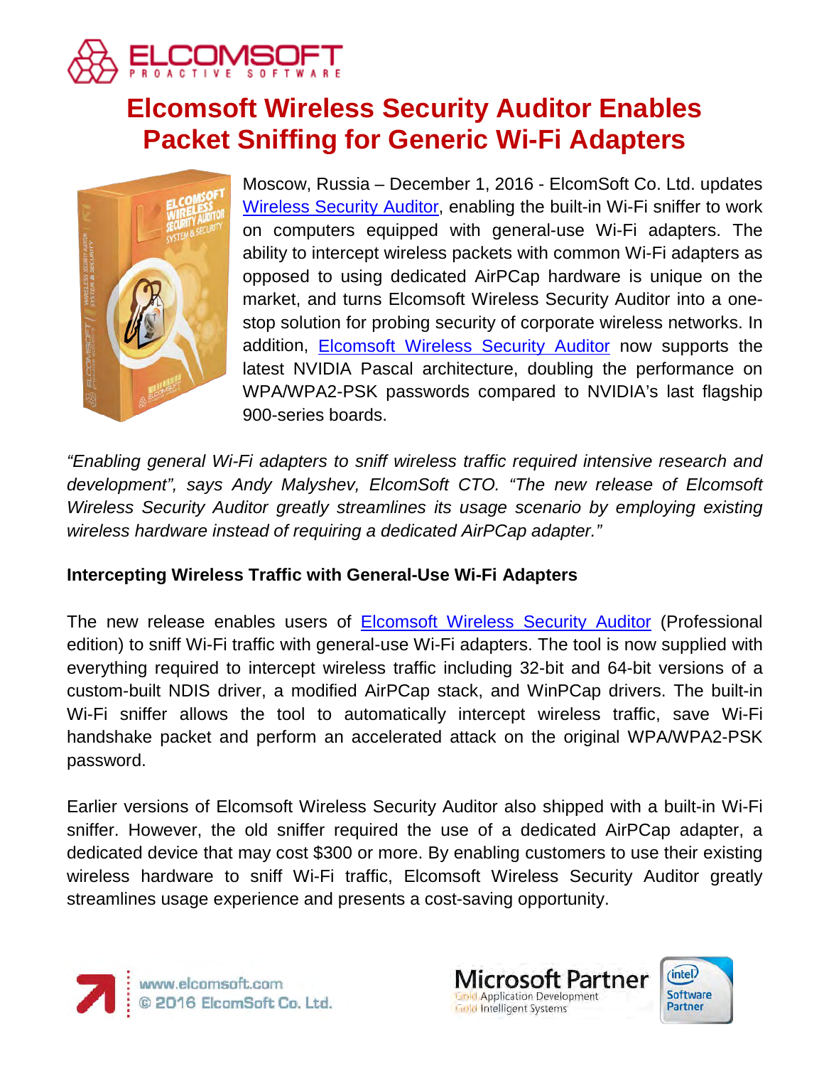# Elcomsoft Wireless Security Auditor Enables Packet Sniffing for Generic Wi-Fi Adapters

Moscow, Russia – December 1, 2016 - ElcomSoft Co. Ltd. updates Wireless Security Auditor, enabling the built-in Wi-Fi sniffer to work on computers equipped with general-use Wi-Fi adapters. The ability to intercept wireless packets with common Wi-Fi adapters as opposed to using dedicated AirPCap hardware is unique on the market, and turns Elcomsoft Wireless Security Auditor into a one-stop solution for probing security of corporate wireless networks. In addition, Elcomsoft Wireless Security Auditor now supports the latest NVIDIA Pascal architecture, doubling the performance on WPA/WPA2-PSK passwords compared to NVIDIA's last flagship 900-series boards.

*"Enabling general Wi-Fi adapters to sniff wireless traffic required intensive research and development", says Andy Malyshev, ElcomSoft CTO. "The new release of Elcomsoft Wireless Security Auditor greatly streamlines its usage scenario by employing existing wireless hardware instead of requiring a dedicated AirPCap adapter."*

### Intercepting Wireless Traffic with General-Use Wi-Fi Adapters

The new release enables users of Elcomsoft Wireless Security Auditor (Professional edition) to sniff Wi-Fi traffic with general-use Wi-Fi adapters. The tool is now supplied with everything required to intercept wireless traffic including 32-bit and 64-bit versions of a custom-built NDIS driver, a modified AirPCap stack, and WinPCap drivers. The built-in Wi-Fi sniffer allows the tool to automatically intercept wireless traffic, save Wi-Fi handshake packet and perform an accelerated attack on the original WPA/WPA2-PSK password.

Earlier versions of Elcomsoft Wireless Security Auditor also shipped with a built-in Wi-Fi sniffer. However, the old sniffer required the use of a dedicated AirPCap adapter, a dedicated device that may cost $300 or more. By enabling customers to use their existing wireless hardware to sniff Wi-Fi traffic, Elcomsoft Wireless Security Auditor greatly streamlines usage experience and presents a cost-saving opportunity.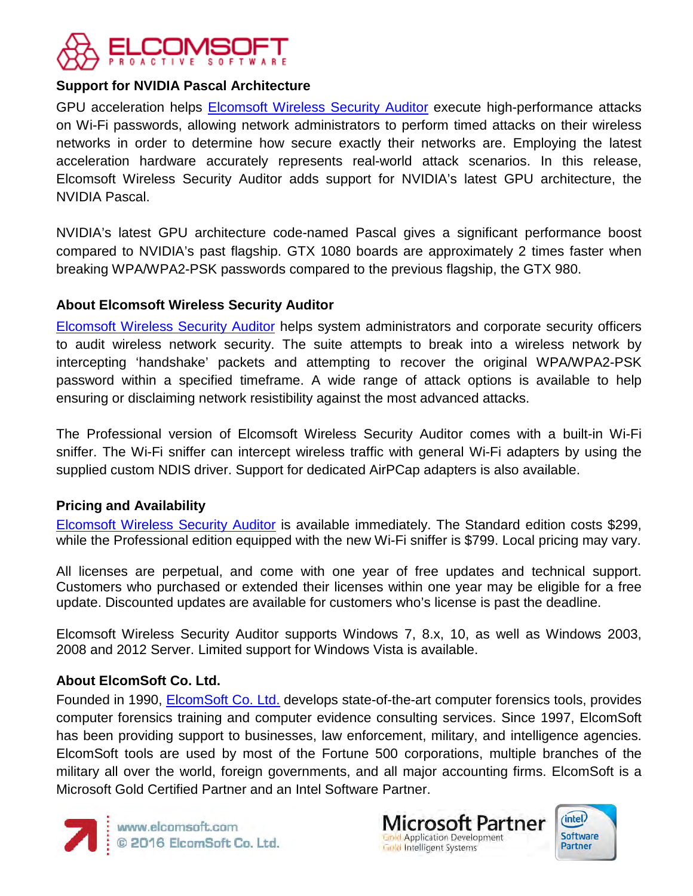### Support for NVIDIA Pascal Architecture

GPU acceleration helps Elcomsoft Wireless Security Auditor execute high-performance attacks on Wi-Fi passwords, allowing network administrators to perform timed attacks on their wireless networks in order to determine how secure exactly their networks are. Employing the latest acceleration hardware accurately represents real-world attack scenarios. In this release, Elcomsoft Wireless Security Auditor adds support for NVIDIA's latest GPU architecture, the NVIDIA Pascal.

NVIDIA's latest GPU architecture code-named Pascal gives a significant performance boost compared to NVIDIA's past flagship. GTX 1080 boards are approximately 2 times faster when breaking WPA/WPA2-PSK passwords compared to the previous flagship, the GTX 980.

### About Elcomsoft Wireless Security Auditor

Elcomsoft Wireless Security Auditor helps system administrators and corporate security officers to audit wireless network security. The suite attempts to break into a wireless network by intercepting 'handshake' packets and attempting to recover the original WPA/WPA2-PSK password within a specified timeframe. A wide range of attack options is available to help ensuring or disclaiming network resistibility against the most advanced attacks.

The Professional version of Elcomsoft Wireless Security Auditor comes with a built-in Wi-Fi sniffer. The Wi-Fi sniffer can intercept wireless traffic with general Wi-Fi adapters by using the supplied custom NDIS driver. Support for dedicated AirPCap adapters is also available.

### Pricing and Availability

Elcomsoft Wireless Security Auditor is available immediately. The Standard edition costs $299, while the Professional edition equipped with the new Wi-Fi sniffer is $799. Local pricing may vary.

All licenses are perpetual, and come with one year of free updates and technical support. Customers who purchased or extended their licenses within one year may be eligible for a free update. Discounted updates are available for customers who's license is past the deadline.

Elcomsoft Wireless Security Auditor supports Windows 7, 8.x, 10, as well as Windows 2003, 2008 and 2012 Server. Limited support for Windows Vista is available.

### About ElcomSoft Co. Ltd.

Founded in 1990, ElcomSoft Co. Ltd. develops state-of-the-art computer forensics tools, provides computer forensics training and computer evidence consulting services. Since 1997, ElcomSoft has been providing support to businesses, law enforcement, military, and intelligence agencies. ElcomSoft tools are used by most of the Fortune 500 corporations, multiple branches of the military all over the world, foreign governments, and all major accounting firms. ElcomSoft is a Microsoft Gold Certified Partner and an Intel Software Partner.

www.elcomsoft.com
© 2016 ElcomSoft Co. Ltd.

Microsoft Partner
Gold Application Development
Gold Intelligent Systems

intel Software Partner